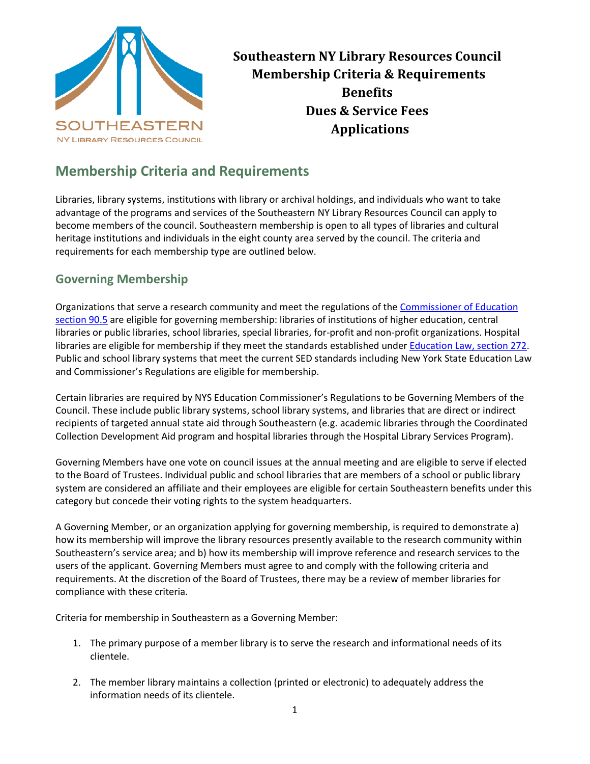# Southeastern NY Library Resources Council Membership Criteria & Requirements Benefits Dues & Service Fees Applications

## Membership Criteria and Requirements

Libraries, library systems, institutions with library or archival holdings, and individuals who want to take advantage of the programs and services of the Southeastern NY Library Resources Council can apply to become members of the council. Southeastern membership is open to all types of libraries and cultural heritage institutions and individuals in the eight county area served by the council. The criteria and requirements for each membership type are outlined below.

### Governing Membership

Organizations that serve a research community and meet the regulations of the [Commissioner of Education section 90.5]() are eligible for governing membership: libraries of institutions of higher education, central libraries or public libraries, school libraries, special libraries, for-profit and non-profit organizations. Hospital libraries are eligible for membership if they meet the standards established under [Education Law, section 272](). Public and school library systems that meet the current SED standards including New York State Education Law and Commissioner's Regulations are eligible for membership.

Certain libraries are required by NYS Education Commissioner's Regulations to be Governing Members of the Council. These include public library systems, school library systems, and libraries that are direct or indirect recipients of targeted annual state aid through Southeastern (e.g. academic libraries through the Coordinated Collection Development Aid program and hospital libraries through the Hospital Library Services Program).

Governing Members have one vote on council issues at the annual meeting and are eligible to serve if elected to the Board of Trustees. Individual public and school libraries that are members of a school or public library system are considered an affiliate and their employees are eligible for certain Southeastern benefits under this category but concede their voting rights to the system headquarters.

A Governing Member, or an organization applying for governing membership, is required to demonstrate a) how its membership will improve the library resources presently available to the research community within Southeastern's service area; and b) how its membership will improve reference and research services to the users of the applicant. Governing Members must agree to and comply with the following criteria and requirements. At the discretion of the Board of Trustees, there may be a review of member libraries for compliance with these criteria.

Criteria for membership in Southeastern as a Governing Member:

1. The primary purpose of a member library is to serve the research and informational needs of its clientele.
2. The member library maintains a collection (printed or electronic) to adequately address the information needs of its clientele.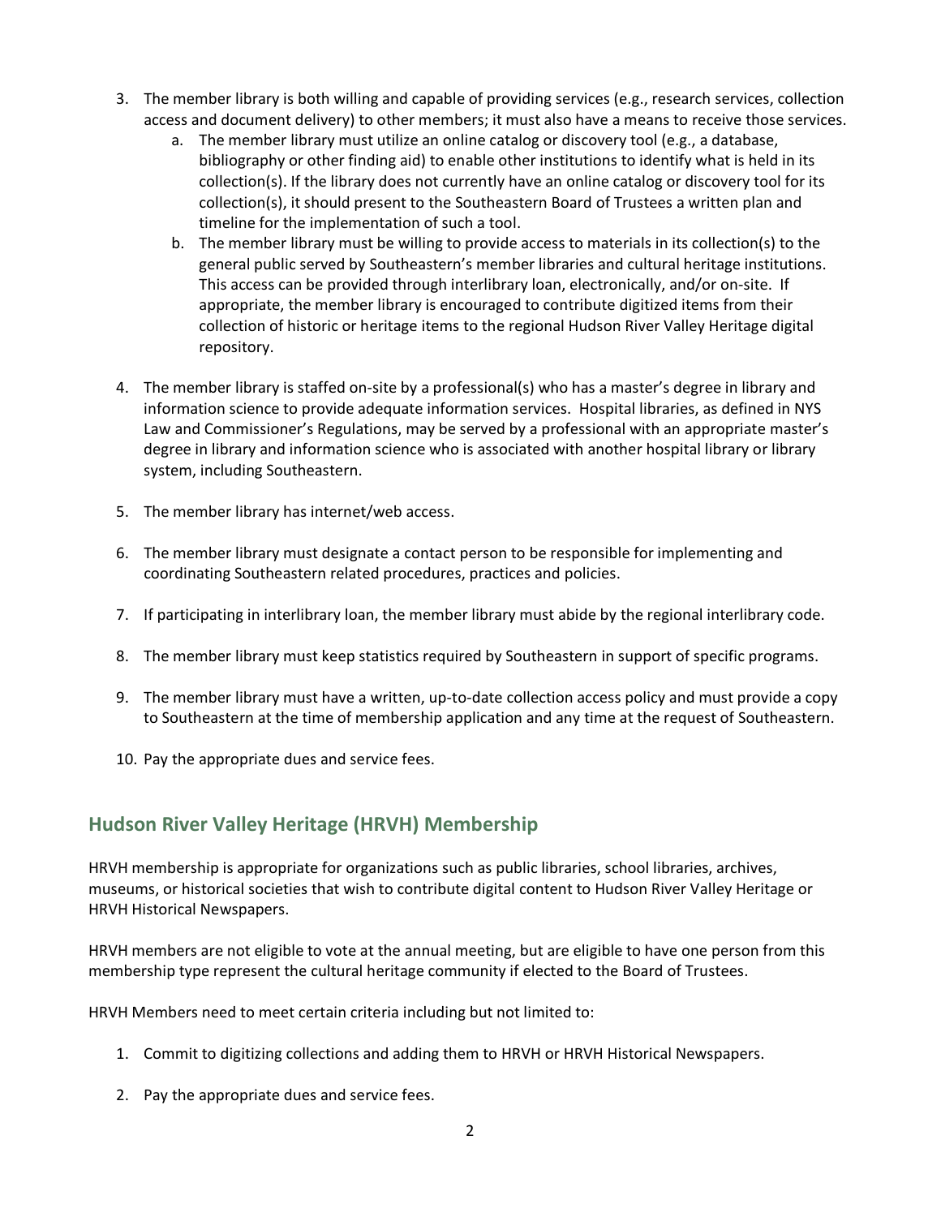3. The member library is both willing and capable of providing services (e.g., research services, collection access and document delivery) to other members; it must also have a means to receive those services.
    a. The member library must utilize an online catalog or discovery tool (e.g., a database, bibliography or other finding aid) to enable other institutions to identify what is held in its collection(s). If the library does not currently have an online catalog or discovery tool for its collection(s), it should present to the Southeastern Board of Trustees a written plan and timeline for the implementation of such a tool.
    b. The member library must be willing to provide access to materials in its collection(s) to the general public served by Southeastern's member libraries and cultural heritage institutions. This access can be provided through interlibrary loan, electronically, and/or on-site. If appropriate, the member library is encouraged to contribute digitized items from their collection of historic or heritage items to the regional Hudson River Valley Heritage digital repository.

4. The member library is staffed on-site by a professional(s) who has a master's degree in library and information science to provide adequate information services. Hospital libraries, as defined in NYS Law and Commissioner's Regulations, may be served by a professional with an appropriate master's degree in library and information science who is associated with another hospital library or library system, including Southeastern.

5. The member library has internet/web access.

6. The member library must designate a contact person to be responsible for implementing and coordinating Southeastern related procedures, practices and policies.

7. If participating in interlibrary loan, the member library must abide by the regional interlibrary code.

8. The member library must keep statistics required by Southeastern in support of specific programs.

9. The member library must have a written, up-to-date collection access policy and must provide a copy to Southeastern at the time of membership application and any time at the request of Southeastern.

10. Pay the appropriate dues and service fees.

## Hudson River Valley Heritage (HRVH) Membership

HRVH membership is appropriate for organizations such as public libraries, school libraries, archives, museums, or historical societies that wish to contribute digital content to Hudson River Valley Heritage or HRVH Historical Newspapers.

HRVH members are not eligible to vote at the annual meeting, but are eligible to have one person from this membership type represent the cultural heritage community if elected to the Board of Trustees.

HRVH Members need to meet certain criteria including but not limited to:

1. Commit to digitizing collections and adding them to HRVH or HRVH Historical Newspapers.

2. Pay the appropriate dues and service fees.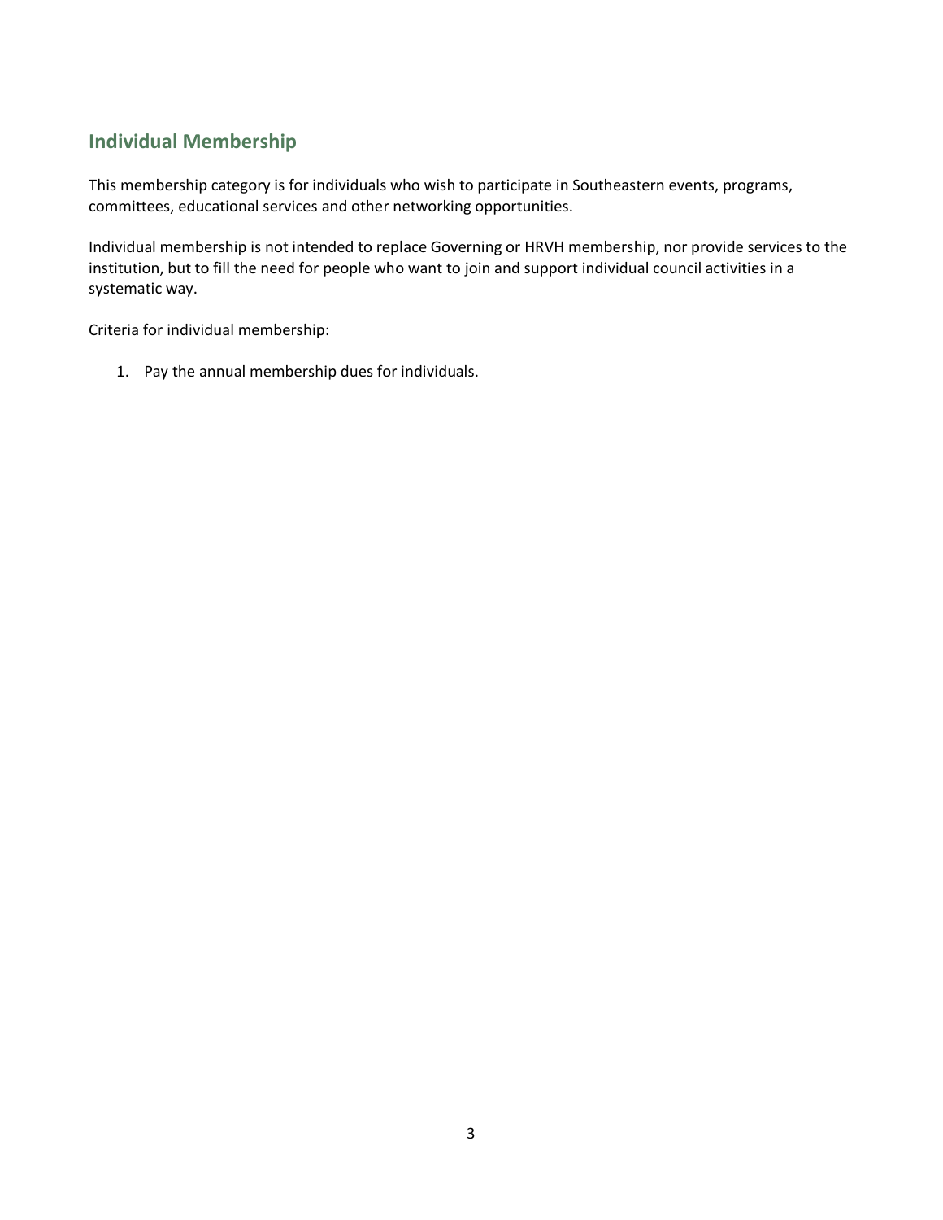## Individual Membership

This membership category is for individuals who wish to participate in Southeastern events, programs, committees, educational services and other networking opportunities.

Individual membership is not intended to replace Governing or HRVH membership, nor provide services to the institution, but to fill the need for people who want to join and support individual council activities in a systematic way.

Criteria for individual membership:

1. Pay the annual membership dues for individuals.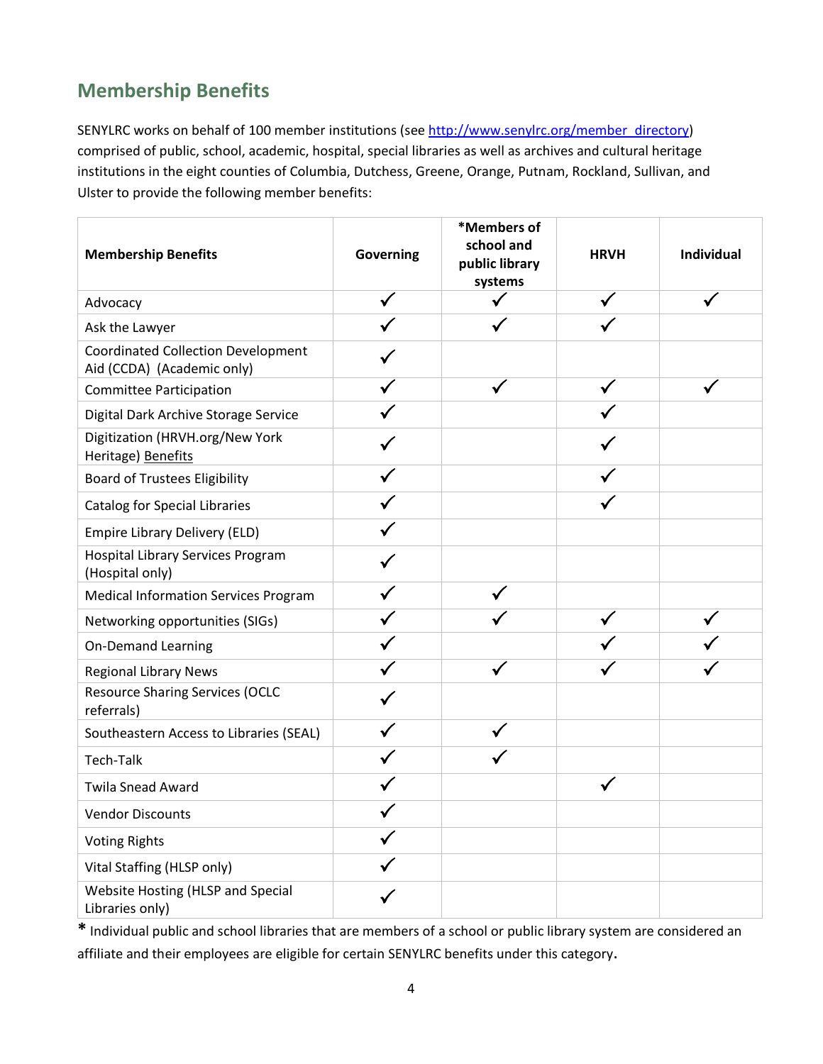## Membership Benefits

SENYLRC works on behalf of 100 member institutions (see [http://www.senylrc.org/member_directory](http://www.senylrc.org/member_directory)) comprised of public, school, academic, hospital, special libraries as well as archives and cultural heritage institutions in the eight counties of Columbia, Dutchess, Greene, Orange, Putnam, Rockland, Sullivan, and Ulster to provide the following member benefits:

| Membership Benefits | Governing | *Members of school and public library systems | HRVH | Individual |
|---|---|---|---|---|
| Advocacy | ✓ | ✓ | ✓ | ✓ |
| Ask the Lawyer | ✓ | ✓ | ✓ | |
| Coordinated Collection Development Aid (CCDA) (Academic only) | ✓ | | | |
| Committee Participation | ✓ | ✓ | ✓ | ✓ |
| Digital Dark Archive Storage Service | ✓ | | ✓ | |
| Digitization (HRVH.org/New York Heritage) Benefits | ✓ | | ✓ | |
| Board of Trustees Eligibility | ✓ | | ✓ | |
| Catalog for Special Libraries | ✓ | | ✓ | |
| Empire Library Delivery (ELD) | ✓ | | | |
| Hospital Library Services Program (Hospital only) | ✓ | | | |
| Medical Information Services Program | ✓ | ✓ | | |
| Networking opportunities (SIGs) | ✓ | ✓ | ✓ | ✓ |
| On-Demand Learning | ✓ | | ✓ | ✓ |
| Regional Library News | ✓ | ✓ | ✓ | ✓ |
| Resource Sharing Services (OCLC referrals) | ✓ | | | |
| Southeastern Access to Libraries (SEAL) | ✓ | ✓ | | |
| Tech-Talk | ✓ | ✓ | | |
| Twila Snead Award | ✓ | | ✓ | |
| Vendor Discounts | ✓ | | | |
| Voting Rights | ✓ | | | |
| Vital Staffing (HLSP only) | ✓ | | | |
| Website Hosting (HLSP and Special Libraries only) | ✓ | | | |

\* Individual public and school libraries that are members of a school or public library system are considered an affiliate and their employees are eligible for certain SENYLRC benefits under this category.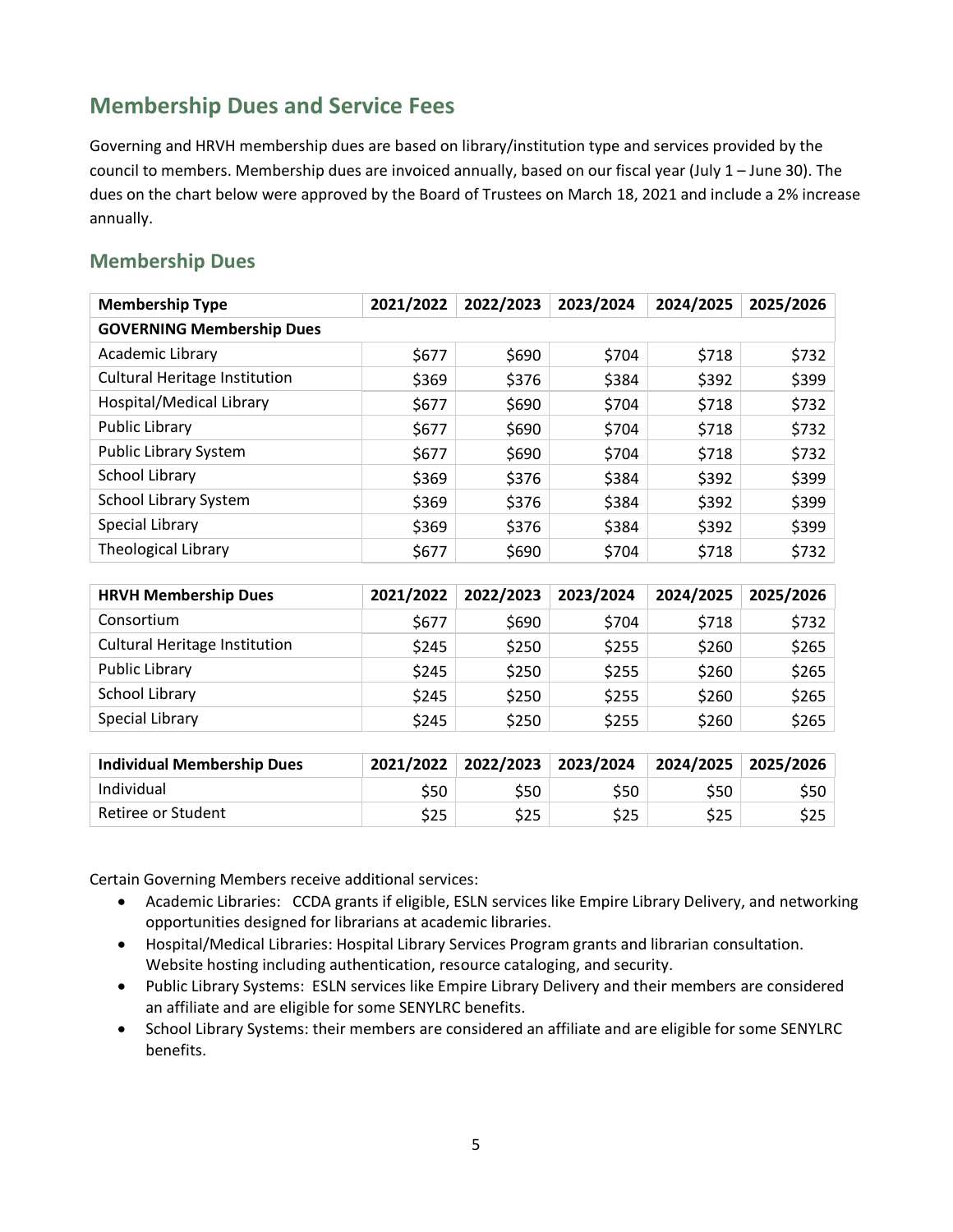## Membership Dues and Service Fees

Governing and HRVH membership dues are based on library/institution type and services provided by the council to members. Membership dues are invoiced annually, based on our fiscal year (July 1 – June 30). The dues on the chart below were approved by the Board of Trustees on March 18, 2021 and include a 2% increase annually.

### Membership Dues

| Membership Type | 2021/2022 | 2022/2023 | 2023/2024 | 2024/2025 | 2025/2026 |
|---|---|---|---|---|---|
| **GOVERNING Membership Dues** | | | | | |
| Academic Library | $677 | $690 | $704 | $718 | $732 |
| Cultural Heritage Institution | $369 | $376 | $384 | $392 | $399 |
| Hospital/Medical Library | $677 | $690 | $704 | $718 | $732 |
| Public Library | $677 | $690 | $704 | $718 | $732 |
| Public Library System | $677 | $690 | $704 | $718 | $732 |
| School Library | $369 | $376 | $384 | $392 | $399 |
| School Library System | $369 | $376 | $384 | $392 | $399 |
| Special Library | $369 | $376 | $384 | $392 | $399 |
| Theological Library | $677 | $690 | $704 | $718 | $732 |

| HRVH Membership Dues | 2021/2022 | 2022/2023 | 2023/2024 | 2024/2025 | 2025/2026 |
|---|---|---|---|---|---|
| Consortium | $677 | $690 | $704 | $718 | $732 |
| Cultural Heritage Institution | $245 | $250 | $255 | $260 | $265 |
| Public Library | $245 | $250 | $255 | $260 | $265 |
| School Library | $245 | $250 | $255 | $260 | $265 |
| Special Library | $245 | $250 | $255 | $260 | $265 |

| Individual Membership Dues | 2021/2022 | 2022/2023 | 2023/2024 | 2024/2025 | 2025/2026 |
|---|---|---|---|---|---|
| Individual | $50 | $50 | $50 | $50 | $50 |
| Retiree or Student | $25 | $25 | $25 | $25 | $25 |

Certain Governing Members receive additional services:

- Academic Libraries: CCDA grants if eligible, ESLN services like Empire Library Delivery, and networking opportunities designed for librarians at academic libraries.
- Hospital/Medical Libraries: Hospital Library Services Program grants and librarian consultation. Website hosting including authentication, resource cataloging, and security.
- Public Library Systems: ESLN services like Empire Library Delivery and their members are considered an affiliate and are eligible for some SENYLRC benefits.
- School Library Systems: their members are considered an affiliate and are eligible for some SENYLRC benefits.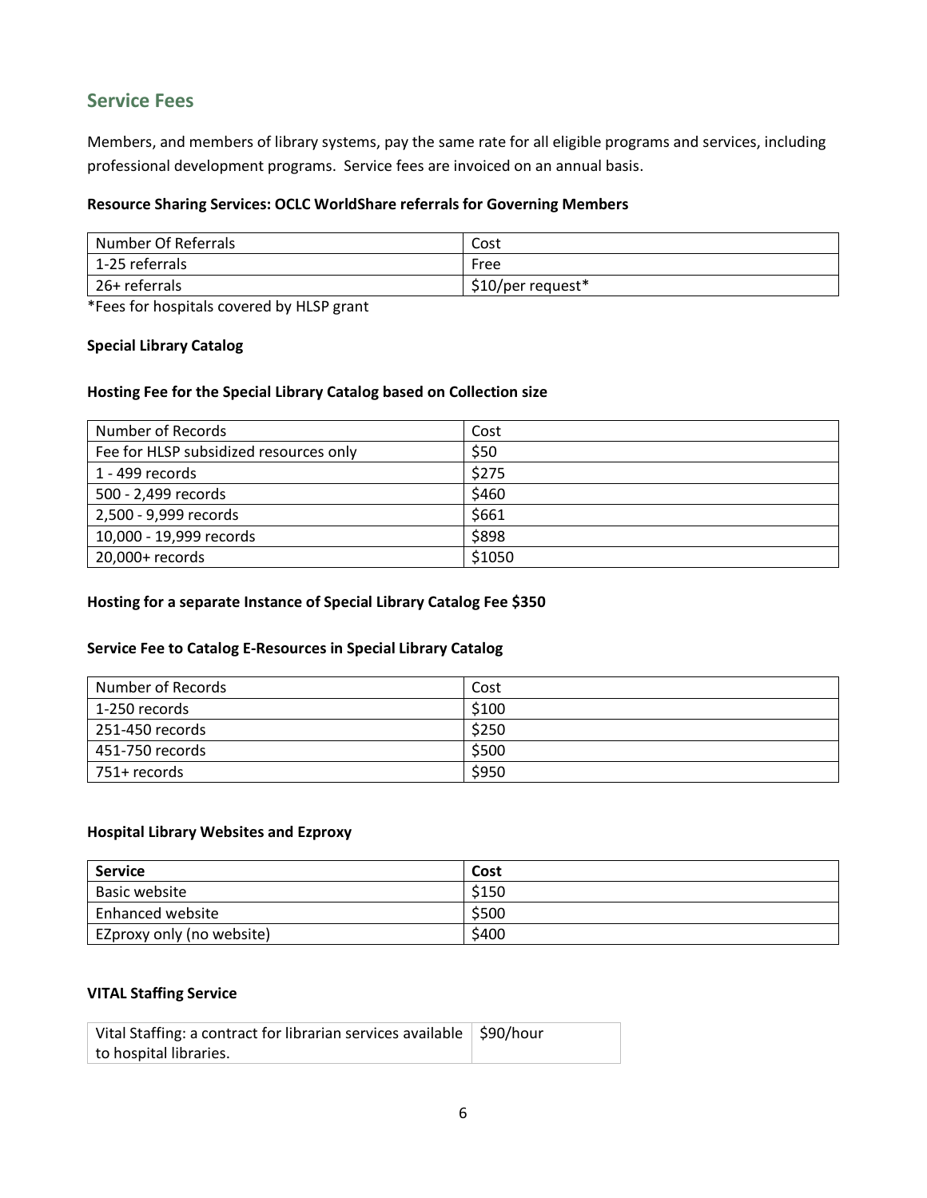## Service Fees

Members, and members of library systems, pay the same rate for all eligible programs and services, including professional development programs. Service fees are invoiced on an annual basis.

**Resource Sharing Services: OCLC WorldShare referrals for Governing Members**

| Number Of Referrals | Cost |
|---|---|
| 1-25 referrals | Free |
| 26+ referrals | $10/per request* |

*Fees for hospitals covered by HLSP grant

**Special Library Catalog**

**Hosting Fee for the Special Library Catalog based on Collection size**

| Number of Records | Cost |
|---|---|
| Fee for HLSP subsidized resources only | $50 |
| 1 - 499 records | $275 |
| 500 - 2,499 records | $460 |
| 2,500 - 9,999 records | $661 |
| 10,000 - 19,999 records | $898 |
| 20,000+ records | $1050 |

**Hosting for a separate Instance of Special Library Catalog Fee $350**

**Service Fee to Catalog E-Resources in Special Library Catalog**

| Number of Records | Cost |
|---|---|
| 1-250 records | $100 |
| 251-450 records | $250 |
| 451-750 records | $500 |
| 751+ records | $950 |

**Hospital Library Websites and Ezproxy**

| Service | Cost |
|---|---|
| Basic website | $150 |
| Enhanced website | $500 |
| EZproxy only (no website) | $400 |

**VITAL Staffing Service**

| | |
|---|---|
| Vital Staffing: a contract for librarian services available to hospital libraries. | $90/hour |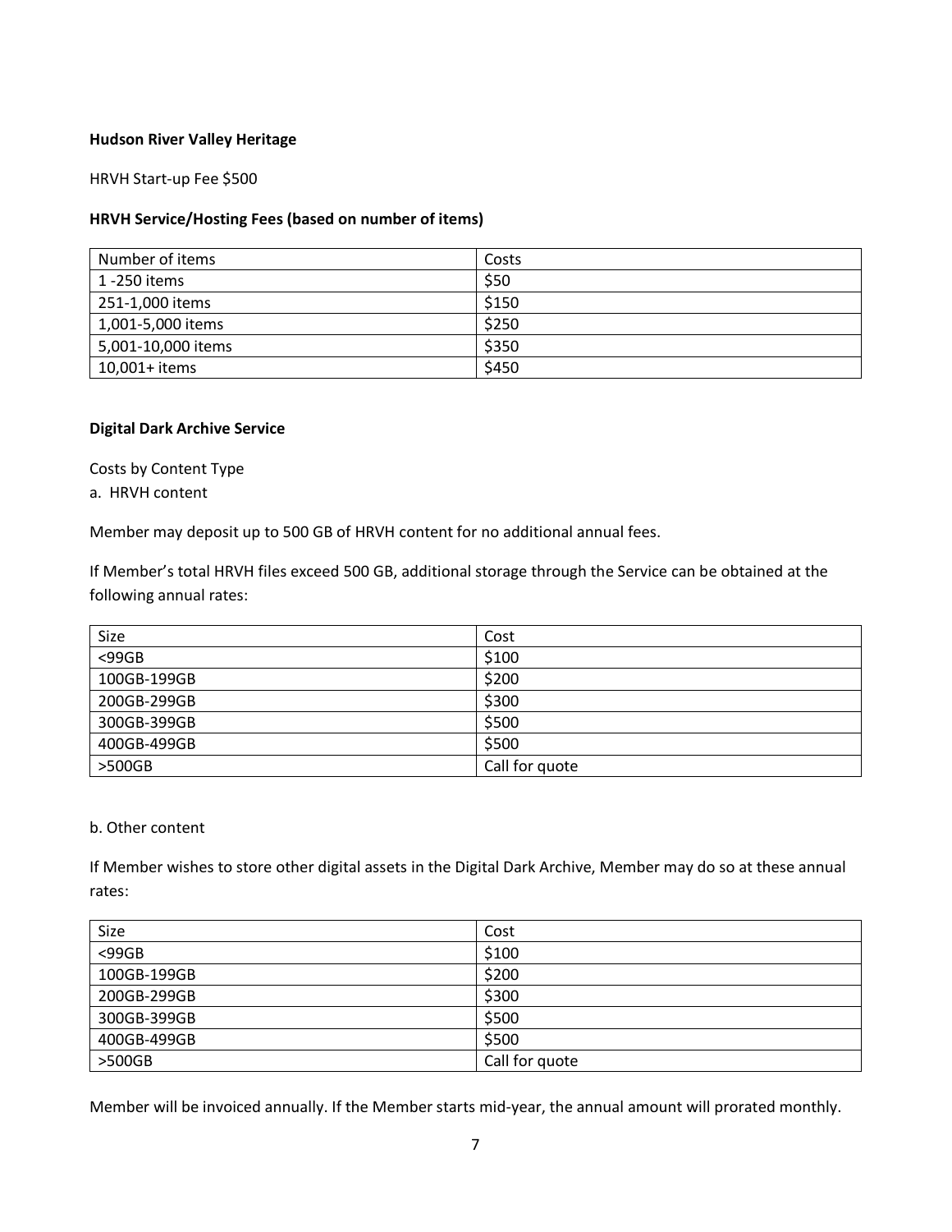**Hudson River Valley Heritage**

HRVH Start-up Fee $500

**HRVH Service/Hosting Fees (based on number of items)**

| Number of items | Costs |
|---|---|
| 1 -250 items | $50 |
| 251-1,000 items | $150 |
| 1,001-5,000 items | $250 |
| 5,001-10,000 items | $350 |
| 10,001+ items | $450 |

**Digital Dark Archive Service**

Costs by Content Type

a. HRVH content

Member may deposit up to 500 GB of HRVH content for no additional annual fees.

If Member's total HRVH files exceed 500 GB, additional storage through the Service can be obtained at the following annual rates:

| Size | Cost |
|---|---|
| <99GB | $100 |
| 100GB-199GB | $200 |
| 200GB-299GB | $300 |
| 300GB-399GB | $500 |
| 400GB-499GB | $500 |
| >500GB | Call for quote |

b. Other content

If Member wishes to store other digital assets in the Digital Dark Archive, Member may do so at these annual rates:

| Size | Cost |
|---|---|
| <99GB | $100 |
| 100GB-199GB | $200 |
| 200GB-299GB | $300 |
| 300GB-399GB | $500 |
| 400GB-499GB | $500 |
| >500GB | Call for quote |

Member will be invoiced annually. If the Member starts mid-year, the annual amount will prorated monthly.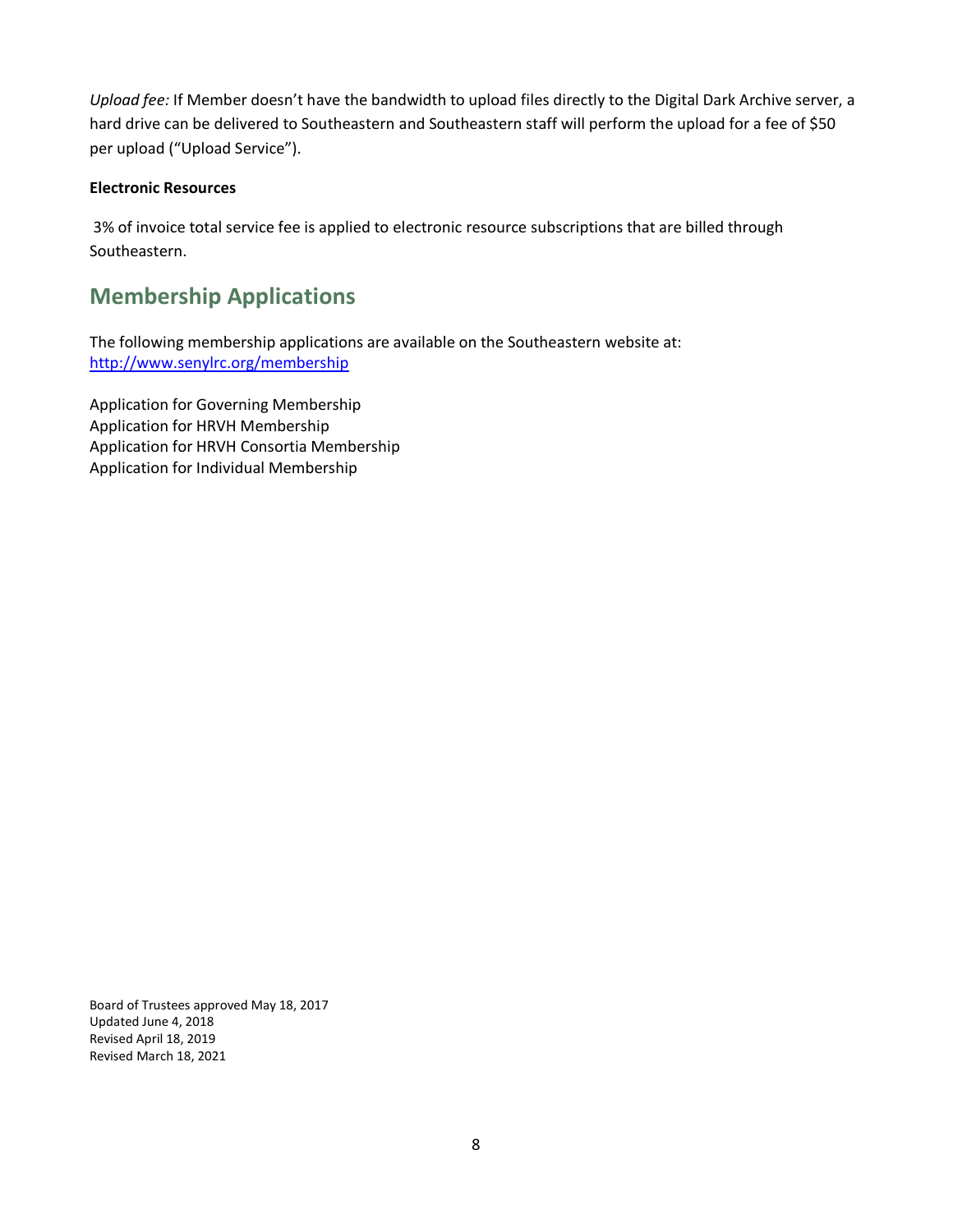*Upload fee:* If Member doesn't have the bandwidth to upload files directly to the Digital Dark Archive server, a hard drive can be delivered to Southeastern and Southeastern staff will perform the upload for a fee of $50 per upload ("Upload Service").

**Electronic Resources**

3% of invoice total service fee is applied to electronic resource subscriptions that are billed through Southeastern.

## Membership Applications

The following membership applications are available on the Southeastern website at: [http://www.senylrc.org/membership](http://www.senylrc.org/membership)

Application for Governing Membership
Application for HRVH Membership
Application for HRVH Consortia Membership
Application for Individual Membership

Board of Trustees approved May 18, 2017
Updated June 4, 2018
Revised April 18, 2019
Revised March 18, 2021